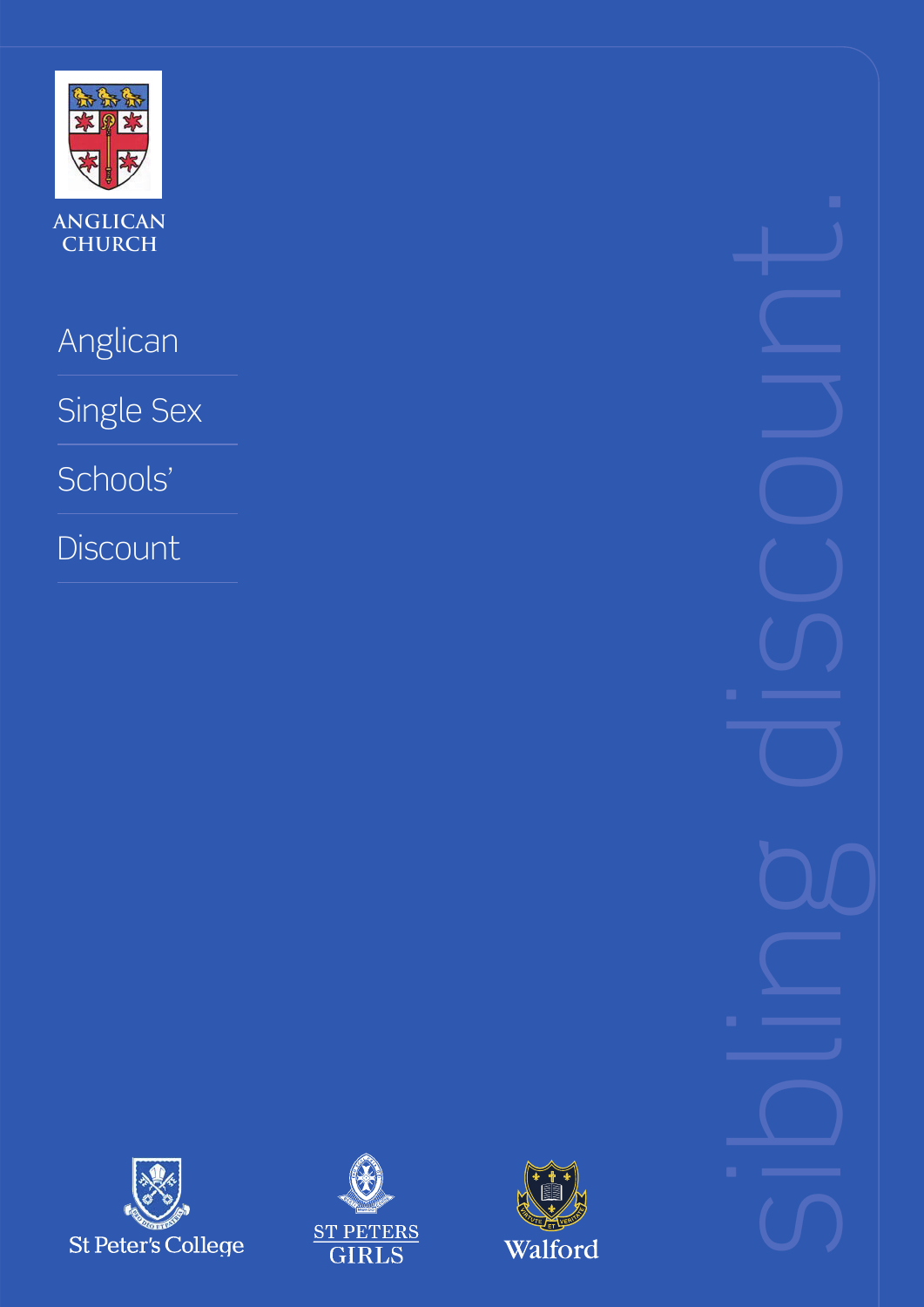ANGLICAN CHURCH

# Anglican Single Sex Schools' Discount

sibling discount.

St Peter's College

ST PETERS GIRLS

Walford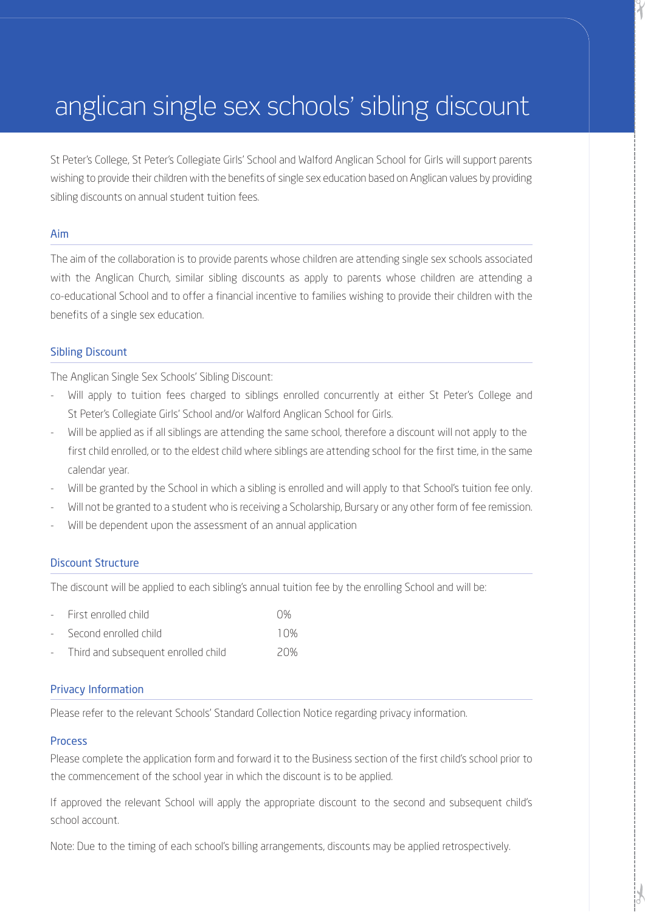# anglican single sex schools' sibling discount

St Peter's College, St Peter's Collegiate Girls' School and Walford Anglican School for Girls will support parents wishing to provide their children with the benefits of single sex education based on Anglican values by providing sibling discounts on annual student tuition fees.

## Aim

The aim of the collaboration is to provide parents whose children are attending single sex schools associated with the Anglican Church, similar sibling discounts as apply to parents whose children are attending a co-educational School and to offer a financial incentive to families wishing to provide their children with the benefits of a single sex education.

## Sibling Discount

The Anglican Single Sex Schools' Sibling Discount:

- Will apply to tuition fees charged to siblings enrolled concurrently at either St Peter's College and St Peter's Collegiate Girls' School and/or Walford Anglican School for Girls.
- Will be applied as if all siblings are attending the same school, therefore a discount will not apply to the first child enrolled, or to the eldest child where siblings are attending school for the first time, in the same calendar year.
- Will be granted by the School in which a sibling is enrolled and will apply to that School's tuition fee only.
- Will not be granted to a student who is receiving a Scholarship, Bursary or any other form of fee remission.
- Will be dependent upon the assessment of an annual application

## Discount Structure

The discount will be applied to each sibling's annual tuition fee by the enrolling School and will be:

- First enrolled child 0%
- Second enrolled child 10%
- Third and subsequent enrolled child 20%

## Privacy Information

Please refer to the relevant Schools' Standard Collection Notice regarding privacy information.

## Process

Please complete the application form and forward it to the Business section of the first child's school prior to the commencement of the school year in which the discount is to be applied.

If approved the relevant School will apply the appropriate discount to the second and subsequent child's school account.

Note: Due to the timing of each school's billing arrangements, discounts may be applied retrospectively.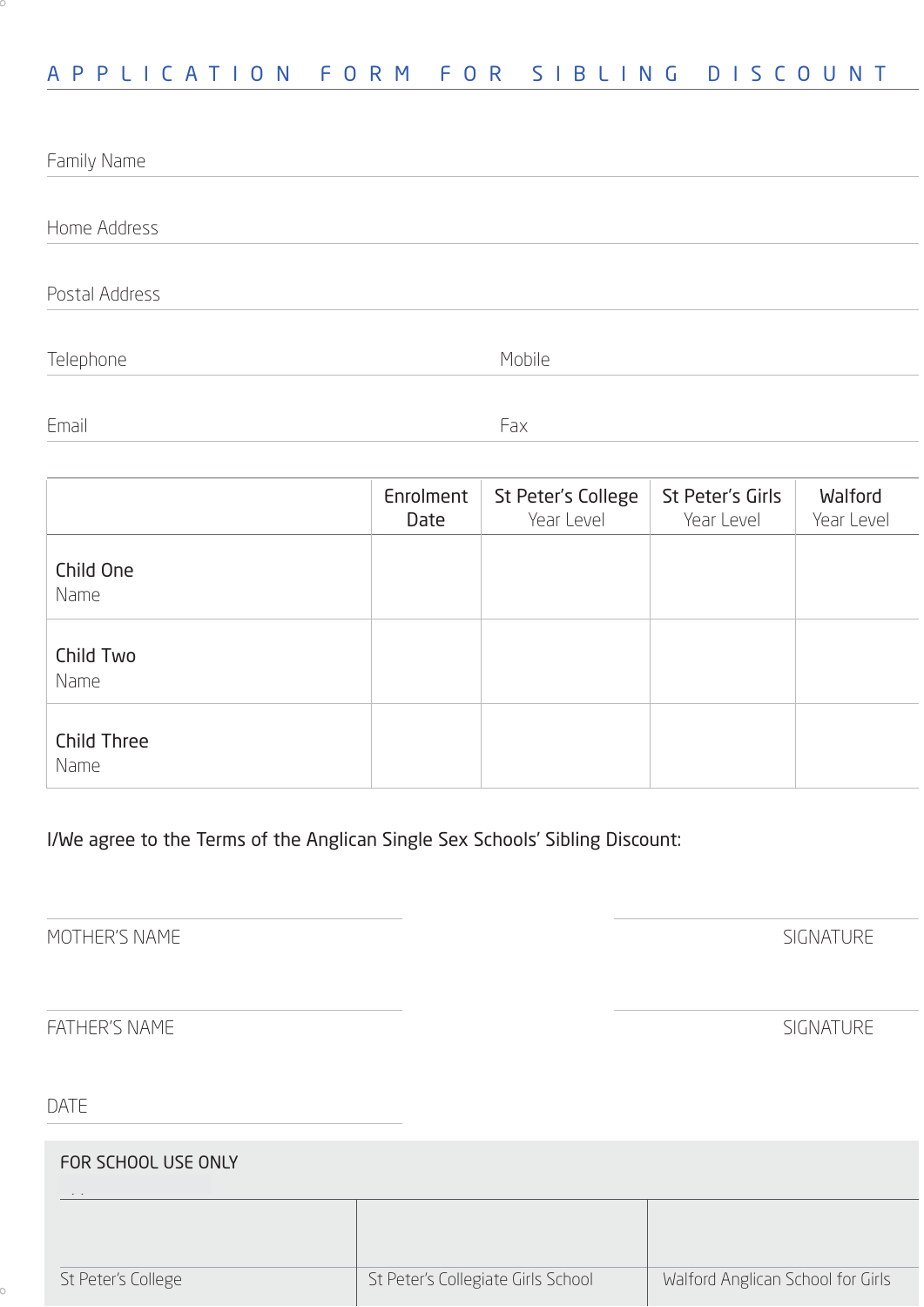# APPLICATION FORM FOR SIBLING DISCOUNT

Family Name

Home Address

Postal Address

Telephone Mobile

Email Fax

| | Enrolment Date | St Peter's College Year Level | St Peter's Girls Year Level | Walford Year Level |
|---|---|---|---|---|
| Child One Name | | | | |
| Child Two Name | | | | |
| Child Three Name | | | | |

I/We agree to the Terms of the Anglican Single Sex Schools' Sibling Discount:

MOTHER'S NAME SIGNATURE

FATHER'S NAME SIGNATURE

DATE

FOR SCHOOL USE ONLY

| St Peter's College | St Peter's Collegiate Girls School | Walford Anglican School for Girls |
|---|---|---|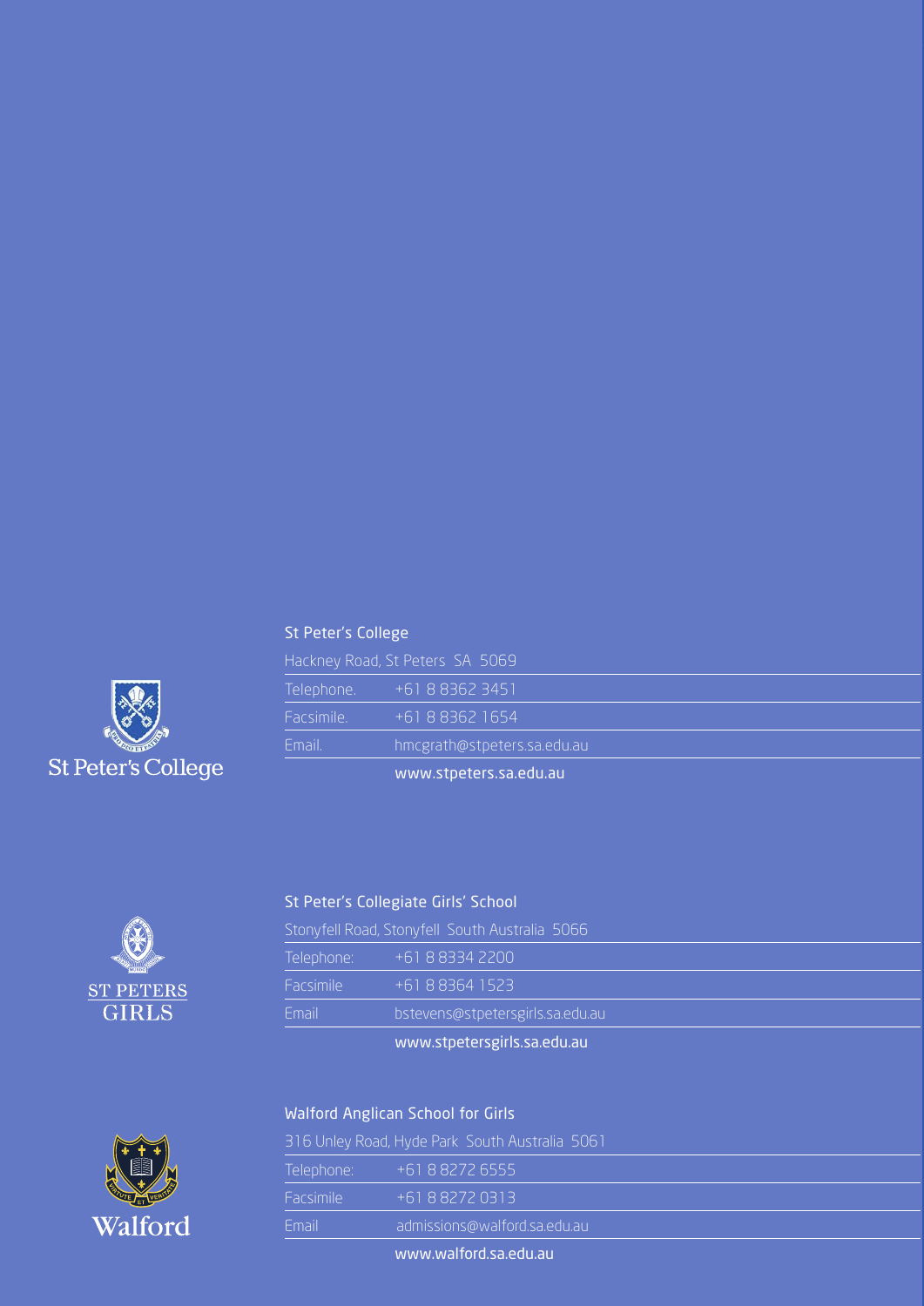St Peter's College

## St Peter's College

Hackney Road, St Peters SA 5069

| | |
|---|---|
| Telephone. | +61 8 8362 3451 |
| Facsimile. | +61 8 8362 1654 |
| Email. | hmcgrath@stpeters.sa.edu.au |
| | www.stpeters.sa.edu.au |

ST PETERS GIRLS

## St Peter's Collegiate Girls' School

Stonyfell Road, Stonyfell South Australia 5066

| | |
|---|---|
| Telephone: | +61 8 8334 2200 |
| Facsimile | +61 8 8364 1523 |
| Email | bstevens@stpetersgirls.sa.edu.au |
| | www.stpetersgirls.sa.edu.au |

Walford

## Walford Anglican School for Girls

316 Unley Road, Hyde Park South Australia 5061

| | |
|---|---|
| Telephone: | +61 8 8272 6555 |
| Facsimile | +61 8 8272 0313 |
| Email | admissions@walford.sa.edu.au |
| | www.walford.sa.edu.au |